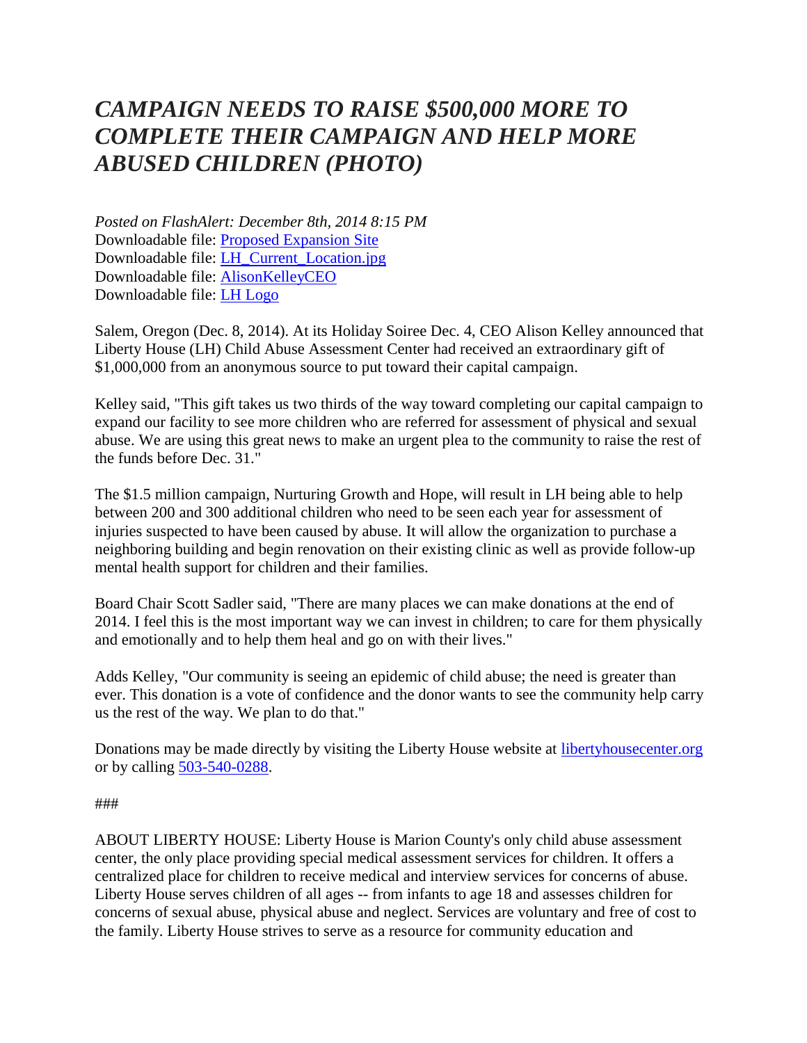# *CAMPAIGN NEEDS TO RAISE $500,000 MORE TO COMPLETE THEIR CAMPAIGN AND HELP MORE ABUSED CHILDREN (PHOTO)*

*Posted on FlashAlert: December 8th, 2014 8:15 PM*
Downloadable file: [Proposed Expansion Site]
Downloadable file: [LH_Current_Location.jpg]
Downloadable file: [AlisonKelleyCEO]
Downloadable file: [LH Logo]

Salem, Oregon (Dec. 8, 2014). At its Holiday Soiree Dec. 4, CEO Alison Kelley announced that Liberty House (LH) Child Abuse Assessment Center had received an extraordinary gift of $1,000,000 from an anonymous source to put toward their capital campaign.

Kelley said, "This gift takes us two thirds of the way toward completing our capital campaign to expand our facility to see more children who are referred for assessment of physical and sexual abuse. We are using this great news to make an urgent plea to the community to raise the rest of the funds before Dec. 31."

The $1.5 million campaign, Nurturing Growth and Hope, will result in LH being able to help between 200 and 300 additional children who need to be seen each year for assessment of injuries suspected to have been caused by abuse. It will allow the organization to purchase a neighboring building and begin renovation on their existing clinic as well as provide follow-up mental health support for children and their families.

Board Chair Scott Sadler said, "There are many places we can make donations at the end of 2014. I feel this is the most important way we can invest in children; to care for them physically and emotionally and to help them heal and go on with their lives."

Adds Kelley, "Our community is seeing an epidemic of child abuse; the need is greater than ever. This donation is a vote of confidence and the donor wants to see the community help carry us the rest of the way. We plan to do that."

Donations may be made directly by visiting the Liberty House website at libertyhousecenter.org or by calling 503-540-0288.

###

ABOUT LIBERTY HOUSE: Liberty House is Marion County's only child abuse assessment center, the only place providing special medical assessment services for children. It offers a centralized place for children to receive medical and interview services for concerns of abuse. Liberty House serves children of all ages -- from infants to age 18 and assesses children for concerns of sexual abuse, physical abuse and neglect. Services are voluntary and free of cost to the family. Liberty House strives to serve as a resource for community education and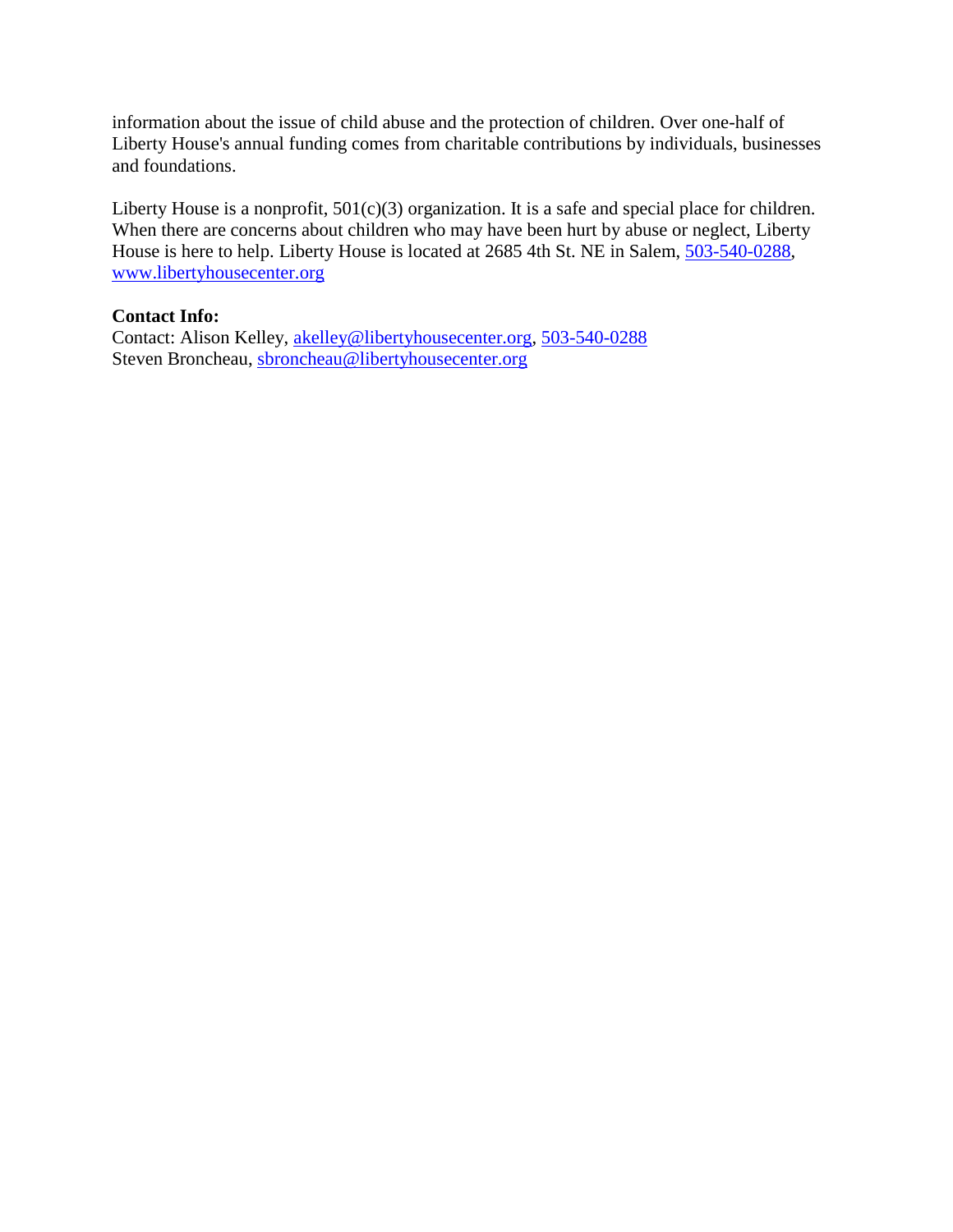information about the issue of child abuse and the protection of children. Over one-half of Liberty House's annual funding comes from charitable contributions by individuals, businesses and foundations.

Liberty House is a nonprofit, 501(c)(3) organization. It is a safe and special place for children. When there are concerns about children who may have been hurt by abuse or neglect, Liberty House is here to help. Liberty House is located at 2685 4th St. NE in Salem, 503-540-0288, www.libertyhousecenter.org

**Contact Info:**
Contact: Alison Kelley, akelley@libertyhousecenter.org, 503-540-0288
Steven Broncheau, sbroncheau@libertyhousecenter.org